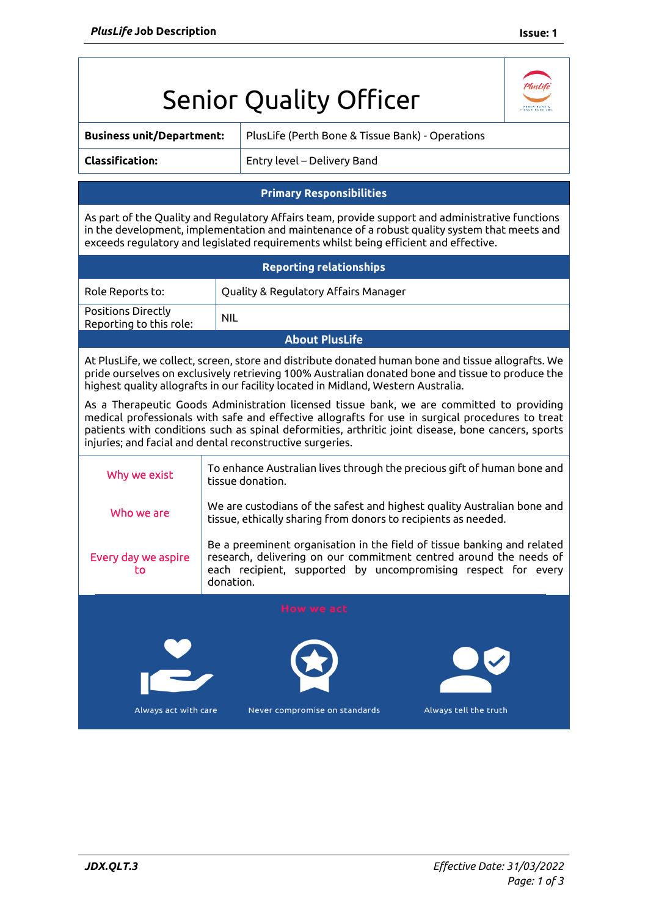# Senior Quality Officer

| **Business unit/Department:** | PlusLife (Perth Bone & Tissue Bank) - Operations |
|---|---|
| **Classification:** | Entry level – Delivery Band |

## Primary Responsibilities

As part of the Quality and Regulatory Affairs team, provide support and administrative functions in the development, implementation and maintenance of a robust quality system that meets and exceeds regulatory and legislated requirements whilst being efficient and effective.

## Reporting relationships

| Role Reports to: | Quality & Regulatory Affairs Manager |
|---|---|
| Positions Directly Reporting to this role: | NIL |

## About PlusLife

At PlusLife, we collect, screen, store and distribute donated human bone and tissue allografts. We pride ourselves on exclusively retrieving 100% Australian donated bone and tissue to produce the highest quality allografts in our facility located in Midland, Western Australia.

As a Therapeutic Goods Administration licensed tissue bank, we are committed to providing medical professionals with safe and effective allografts for use in surgical procedures to treat patients with conditions such as spinal deformities, arthritic joint disease, bone cancers, sports injuries; and facial and dental reconstructive surgeries.

| | |
|---|---|
| Why we exist | To enhance Australian lives through the precious gift of human bone and tissue donation. |
| Who we are | We are custodians of the safest and highest quality Australian bone and tissue, ethically sharing from donors to recipients as needed. |
| Every day we aspire to | Be a preeminent organisation in the field of tissue banking and related research, delivering on our commitment centred around the needs of each recipient, supported by uncompromising respect for every donation. |

## How we act

- Always act with care
- Never compromise on standards
- Always tell the truth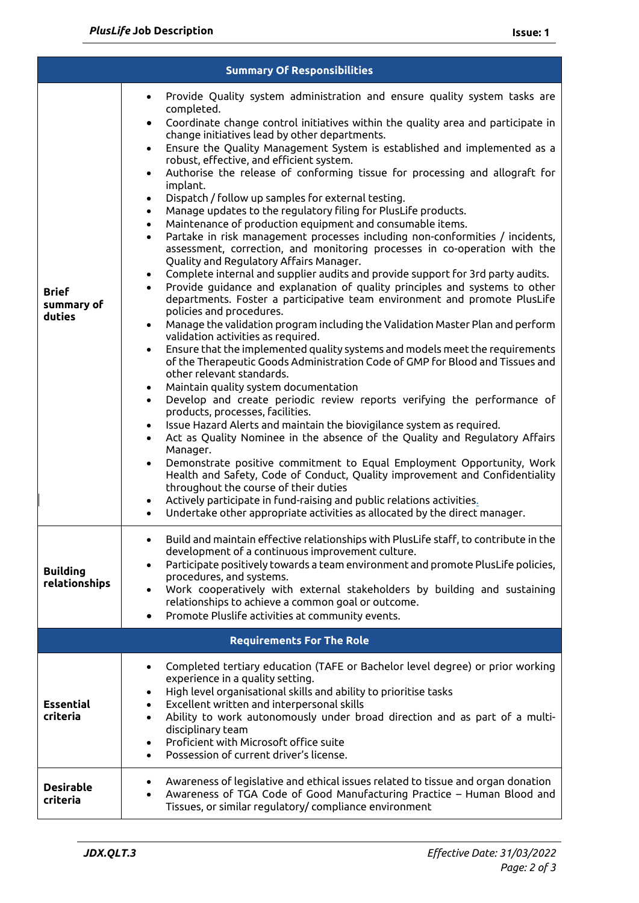| Summary Of Responsibilities | |
|---|---|
| **Brief summary of duties** | • Provide Quality system administration and ensure quality system tasks are completed.<br>• Coordinate change control initiatives within the quality area and participate in change initiatives lead by other departments.<br>• Ensure the Quality Management System is established and implemented as a robust, effective, and efficient system.<br>• Authorise the release of conforming tissue for processing and allograft for implant.<br>• Dispatch / follow up samples for external testing.<br>• Manage updates to the regulatory filing for PlusLife products.<br>• Maintenance of production equipment and consumable items.<br>• Partake in risk management processes including non-conformities / incidents, assessment, correction, and monitoring processes in co-operation with the Quality and Regulatory Affairs Manager.<br>• Complete internal and supplier audits and provide support for 3rd party audits.<br>• Provide guidance and explanation of quality principles and systems to other departments. Foster a participative team environment and promote PlusLife policies and procedures.<br>• Manage the validation program including the Validation Master Plan and perform validation activities as required.<br>• Ensure that the implemented quality systems and models meet the requirements of the Therapeutic Goods Administration Code of GMP for Blood and Tissues and other relevant standards.<br>• Maintain quality system documentation<br>• Develop and create periodic review reports verifying the performance of products, processes, facilities.<br>• Issue Hazard Alerts and maintain the biovigilance system as required.<br>• Act as Quality Nominee in the absence of the Quality and Regulatory Affairs Manager.<br>• Demonstrate positive commitment to Equal Employment Opportunity, Work Health and Safety, Code of Conduct, Quality improvement and Confidentiality throughout the course of their duties<br>• Actively participate in fund-raising and public relations activities.<br>• Undertake other appropriate activities as allocated by the direct manager. |
| **Building relationships** | • Build and maintain effective relationships with PlusLife staff, to contribute in the development of a continuous improvement culture.<br>• Participate positively towards a team environment and promote PlusLife policies, procedures, and systems.<br>• Work cooperatively with external stakeholders by building and sustaining relationships to achieve a common goal or outcome.<br>• Promote Pluslife activities at community events. |
| **Requirements For The Role** | |
| **Essential criteria** | • Completed tertiary education (TAFE or Bachelor level degree) or prior working experience in a quality setting.<br>• High level organisational skills and ability to prioritise tasks<br>• Excellent written and interpersonal skills<br>• Ability to work autonomously under broad direction and as part of a multi-disciplinary team<br>• Proficient with Microsoft office suite<br>• Possession of current driver's license. |
| **Desirable criteria** | • Awareness of legislative and ethical issues related to tissue and organ donation<br>• Awareness of TGA Code of Good Manufacturing Practice – Human Blood and Tissues, or similar regulatory/ compliance environment |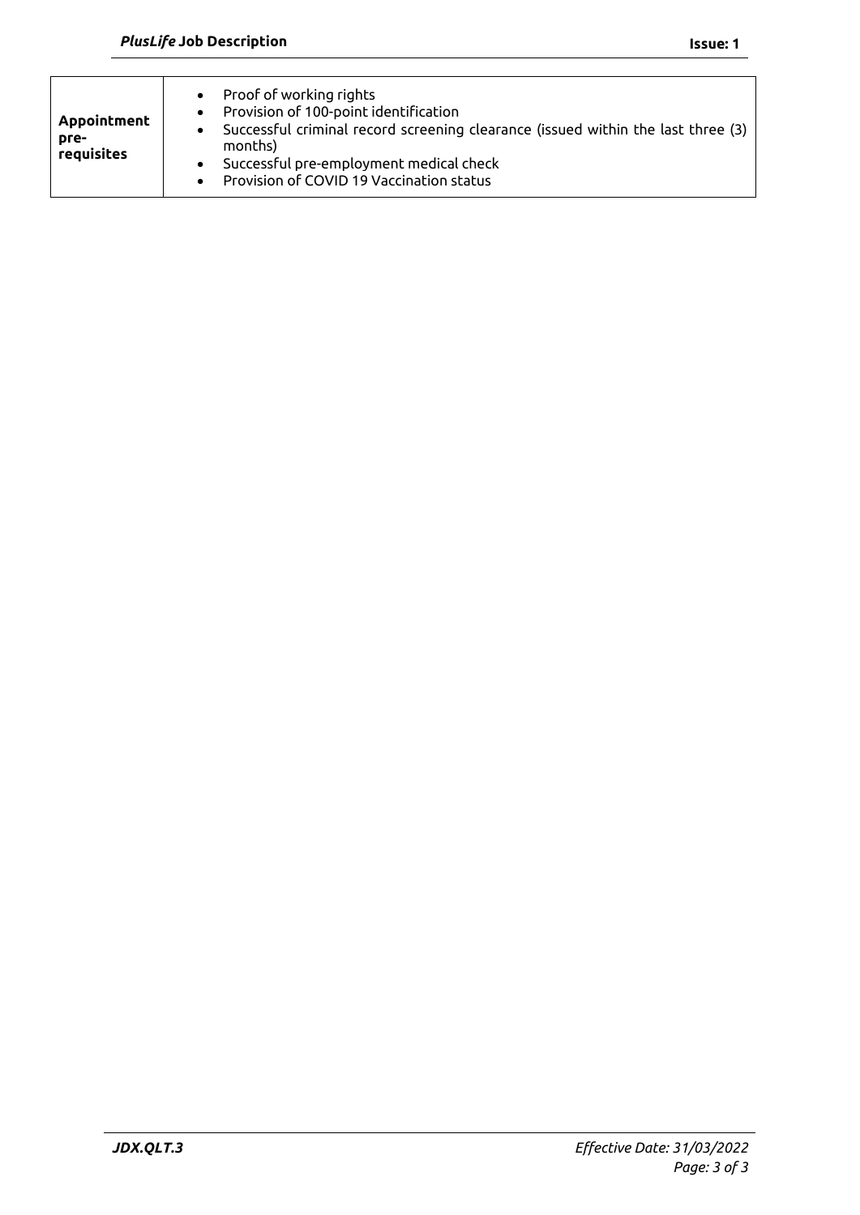| | |
|---|---|
| **Appointment pre-requisites** | • Proof of working rights<br>• Provision of 100-point identification<br>• Successful criminal record screening clearance (issued within the last three (3) months)<br>• Successful pre-employment medical check<br>• Provision of COVID 19 Vaccination status |